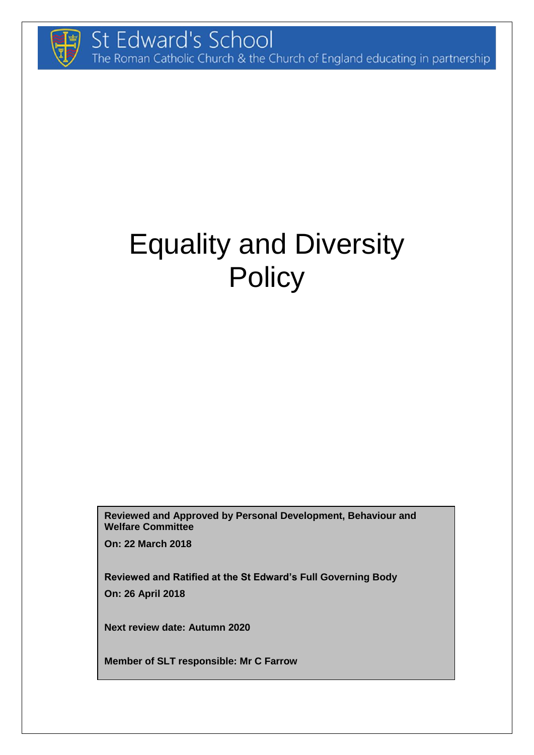St Edward's School
The Roman Catholic Church & the Church of England educating in partnership

# Equality and Diversity Policy

**Reviewed and Approved by Personal Development, Behaviour and Welfare Committee**

**On: 22 March 2018**

**Reviewed and Ratified at the St Edward's Full Governing Body**

**On: 26 April 2018**

**Next review date: Autumn 2020**

**Member of SLT responsible: Mr C Farrow**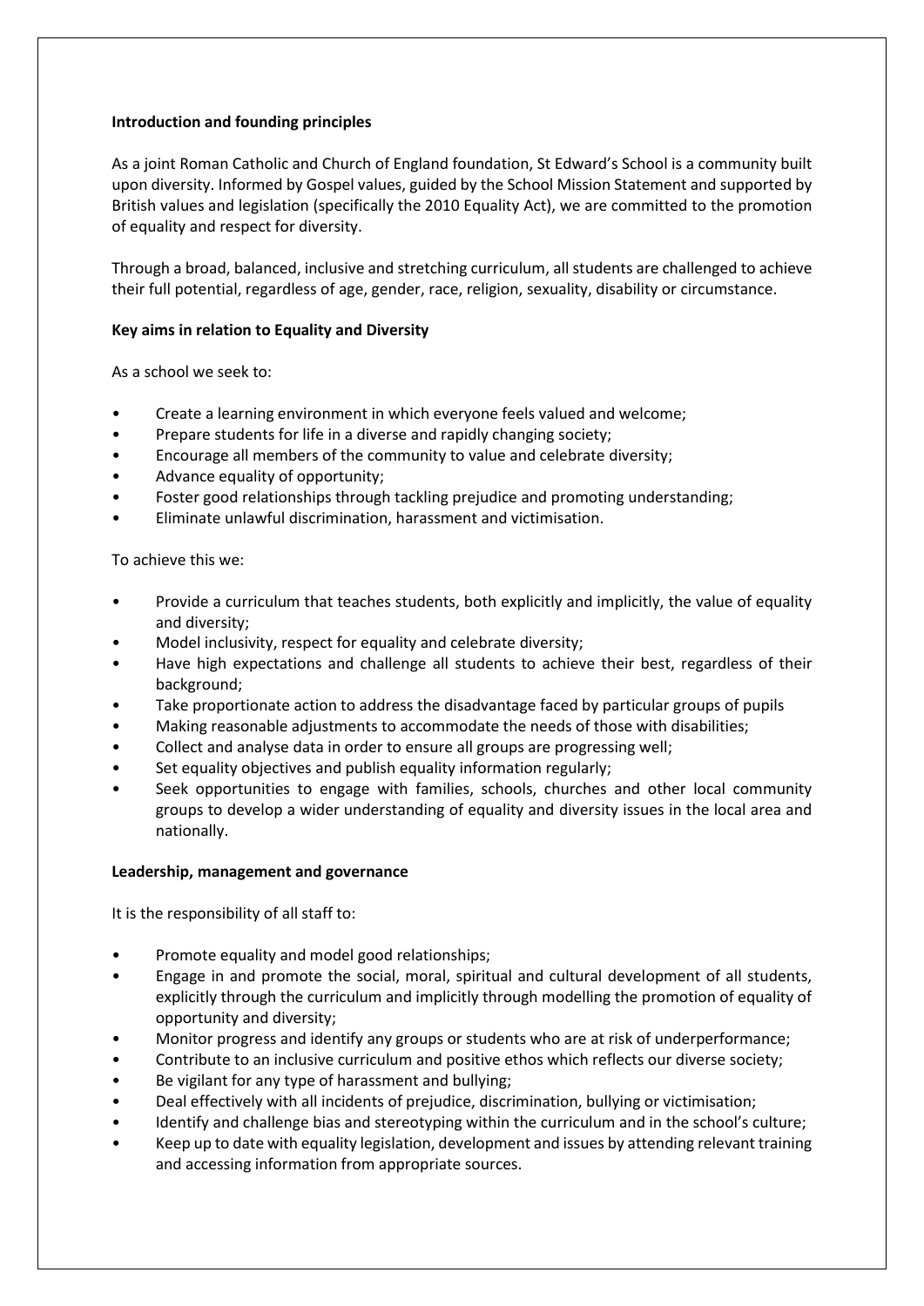**Introduction and founding principles**

As a joint Roman Catholic and Church of England foundation, St Edward's School is a community built upon diversity. Informed by Gospel values, guided by the School Mission Statement and supported by British values and legislation (specifically the 2010 Equality Act), we are committed to the promotion of equality and respect for diversity.

Through a broad, balanced, inclusive and stretching curriculum, all students are challenged to achieve their full potential, regardless of age, gender, race, religion, sexuality, disability or circumstance.

**Key aims in relation to Equality and Diversity**

As a school we seek to:

- Create a learning environment in which everyone feels valued and welcome;
- Prepare students for life in a diverse and rapidly changing society;
- Encourage all members of the community to value and celebrate diversity;
- Advance equality of opportunity;
- Foster good relationships through tackling prejudice and promoting understanding;
- Eliminate unlawful discrimination, harassment and victimisation.

To achieve this we:

- Provide a curriculum that teaches students, both explicitly and implicitly, the value of equality and diversity;
- Model inclusivity, respect for equality and celebrate diversity;
- Have high expectations and challenge all students to achieve their best, regardless of their background;
- Take proportionate action to address the disadvantage faced by particular groups of pupils
- Making reasonable adjustments to accommodate the needs of those with disabilities;
- Collect and analyse data in order to ensure all groups are progressing well;
- Set equality objectives and publish equality information regularly;
- Seek opportunities to engage with families, schools, churches and other local community groups to develop a wider understanding of equality and diversity issues in the local area and nationally.

**Leadership, management and governance**

It is the responsibility of all staff to:

- Promote equality and model good relationships;
- Engage in and promote the social, moral, spiritual and cultural development of all students, explicitly through the curriculum and implicitly through modelling the promotion of equality of opportunity and diversity;
- Monitor progress and identify any groups or students who are at risk of underperformance;
- Contribute to an inclusive curriculum and positive ethos which reflects our diverse society;
- Be vigilant for any type of harassment and bullying;
- Deal effectively with all incidents of prejudice, discrimination, bullying or victimisation;
- Identify and challenge bias and stereotyping within the curriculum and in the school's culture;
- Keep up to date with equality legislation, development and issues by attending relevant training and accessing information from appropriate sources.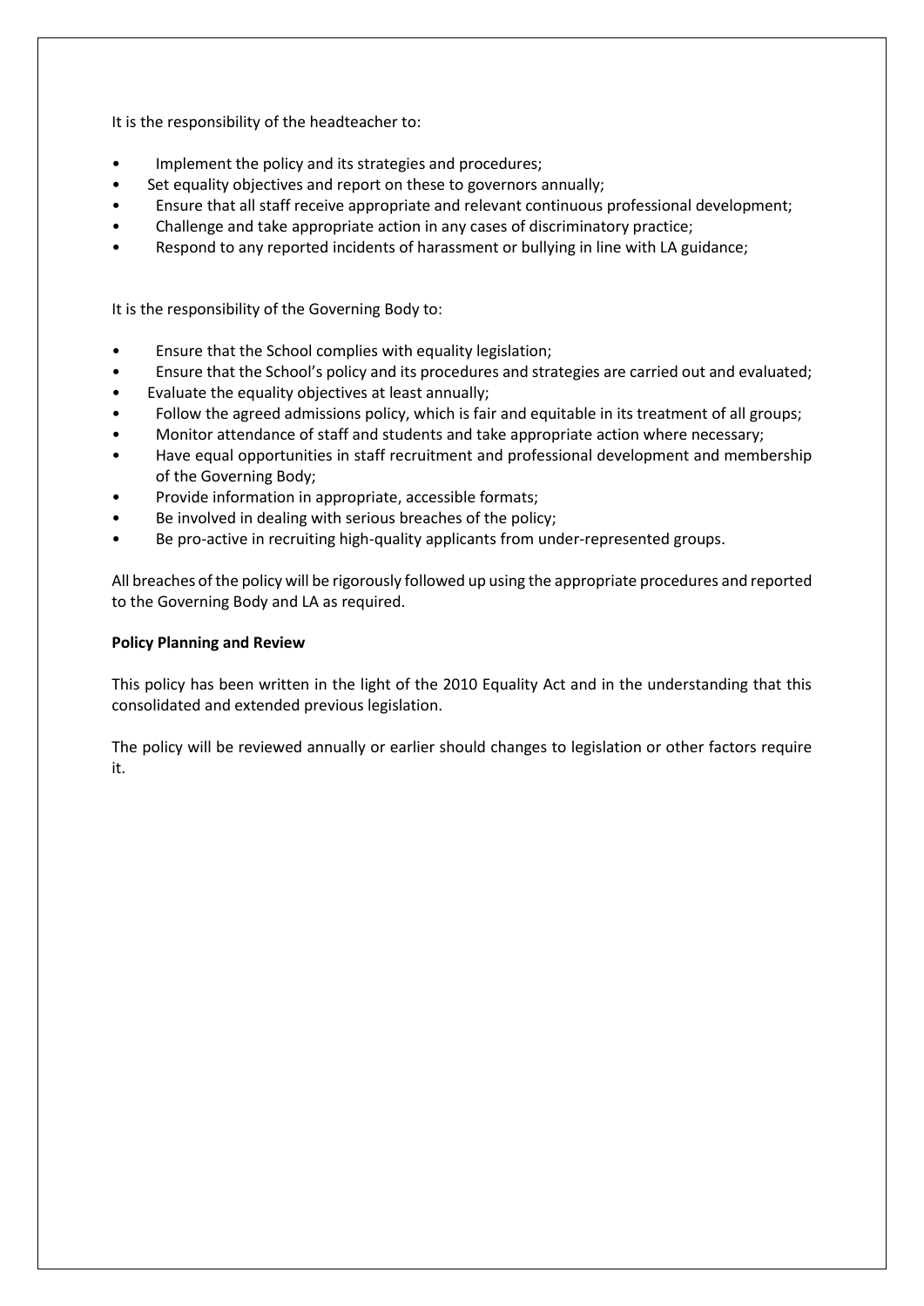It is the responsibility of the headteacher to:

- Implement the policy and its strategies and procedures;
- Set equality objectives and report on these to governors annually;
- Ensure that all staff receive appropriate and relevant continuous professional development;
- Challenge and take appropriate action in any cases of discriminatory practice;
- Respond to any reported incidents of harassment or bullying in line with LA guidance;

It is the responsibility of the Governing Body to:

- Ensure that the School complies with equality legislation;
- Ensure that the School's policy and its procedures and strategies are carried out and evaluated;
- Evaluate the equality objectives at least annually;
- Follow the agreed admissions policy, which is fair and equitable in its treatment of all groups;
- Monitor attendance of staff and students and take appropriate action where necessary;
- Have equal opportunities in staff recruitment and professional development and membership of the Governing Body;
- Provide information in appropriate, accessible formats;
- Be involved in dealing with serious breaches of the policy;
- Be pro-active in recruiting high-quality applicants from under-represented groups.

All breaches of the policy will be rigorously followed up using the appropriate procedures and reported to the Governing Body and LA as required.

**Policy Planning and Review**

This policy has been written in the light of the 2010 Equality Act and in the understanding that this consolidated and extended previous legislation.

The policy will be reviewed annually or earlier should changes to legislation or other factors require it.